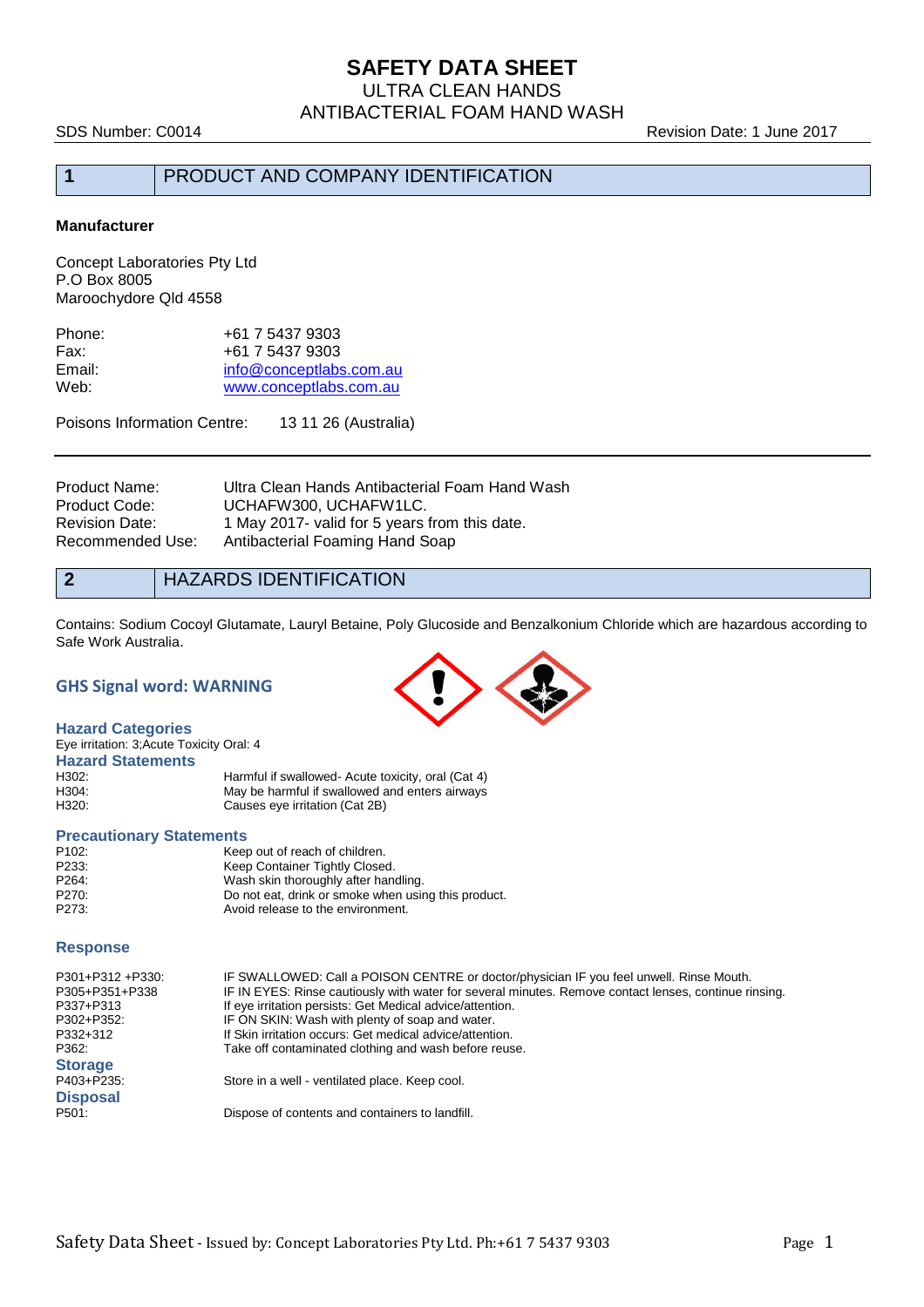# SAFETY DATA SHEET

ULTRA CLEAN HANDS
ANTIBACTERIAL FOAM HAND WASH

SDS Number: C0014 Revision Date: 1 June 2017

## 1 PRODUCT AND COMPANY IDENTIFICATION

**Manufacturer**

Concept Laboratories Pty Ltd
P.O Box 8005
Maroochydore Qld 4558

| | |
|---|---|
| Phone: | +61 7 5437 9303 |
| Fax: | +61 7 5437 9303 |
| Email: | info@conceptlabs.com.au |
| Web: | www.conceptlabs.com.au |

Poisons Information Centre: 13 11 26 (Australia)

---

| | |
|---|---|
| Product Name: | Ultra Clean Hands Antibacterial Foam Hand Wash |
| Product Code: | UCHAFW300, UCHAFW1LC. |
| Revision Date: | 1 May 2017- valid for 5 years from this date. |
| Recommended Use: | Antibacterial Foaming Hand Soap |

## 2 HAZARDS IDENTIFICATION

Contains: Sodium Cocoyl Glutamate, Lauryl Betaine, Poly Glucoside and Benzalkonium Chloride which are hazardous according to Safe Work Australia.

### GHS Signal word: WARNING

### Hazard Categories

Eye irritation: 3;Acute Toxicity Oral: 4

### Hazard Statements

| | |
|---|---|
| H302: | Harmful if swallowed- Acute toxicity, oral (Cat 4) |
| H304: | May be harmful if swallowed and enters airways |
| H320: | Causes eye irritation (Cat 2B) |

### Precautionary Statements

| | |
|---|---|
| P102: | Keep out of reach of children. |
| P233: | Keep Container Tightly Closed. |
| P264: | Wash skin thoroughly after handling. |
| P270: | Do not eat, drink or smoke when using this product. |
| P273: | Avoid release to the environment. |

### Response

| | |
|---|---|
| P301+P312 +P330: | IF SWALLOWED: Call a POISON CENTRE or doctor/physician IF you feel unwell. Rinse Mouth. |
| P305+P351+P338 | IF IN EYES: Rinse cautiously with water for several minutes. Remove contact lenses, continue rinsing. |
| P337+P313 | If eye irritation persists: Get Medical advice/attention. |
| P302+P352: | IF ON SKIN: Wash with plenty of soap and water. |
| P332+312 | If Skin irritation occurs: Get medical advice/attention. |
| P362: | Take off contaminated clothing and wash before reuse. |

### Storage

| | |
|---|---|
| P403+P235: | Store in a well - ventilated place. Keep cool. |

### Disposal

| | |
|---|---|
| P501: | Dispose of contents and containers to landfill. |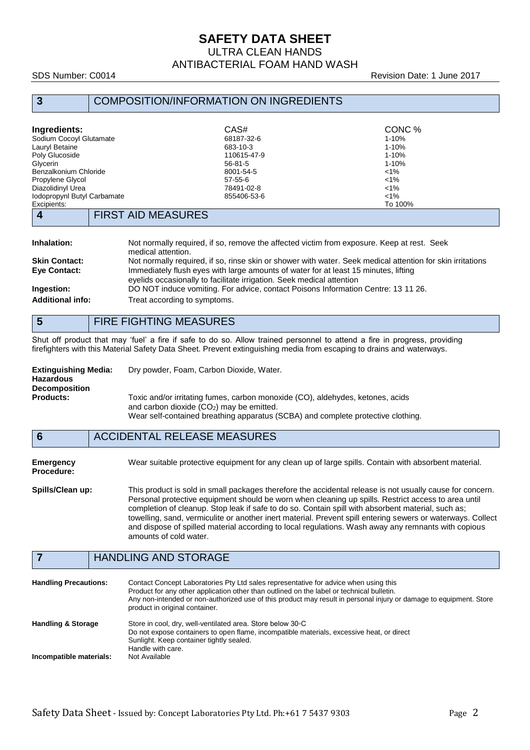## 3 COMPOSITION/INFORMATION ON INGREDIENTS

| Ingredients: | CAS# | CONC % |
| --- | --- | --- |
| Sodium Cocoyl Glutamate | 68187-32-6 | 1-10% |
| Lauryl Betaine | 683-10-3 | 1-10% |
| Poly Glucoside | 110615-47-9 | 1-10% |
| Glycerin | 56-81-5 | 1-10% |
| Benzalkonium Chloride | 8001-54-5 | <1% |
| Propylene Glycol | 57-55-6 | <1% |
| Diazolidinyl Urea | 78491-02-8 | <1% |
| Iodopropynl Butyl Carbamate | 855406-53-6 | <1% |
| Excipients: | | To 100% |

## 4 FIRST AID MEASURES

**Inhalation:** Not normally required, if so, remove the affected victim from exposure. Keep at rest. Seek medical attention.

**Skin Contact:** Not normally required, if so, rinse skin or shower with water. Seek medical attention for skin irritations

**Eye Contact:** Immediately flush eyes with large amounts of water for at least 15 minutes, lifting eyelids occasionally to facilitate irrigation. Seek medical attention

**Ingestion:** DO NOT induce vomiting. For advice, contact Poisons Information Centre: 13 11 26.

**Additional info:** Treat according to symptoms.

## 5 FIRE FIGHTING MEASURES

Shut off product that may 'fuel' a fire if safe to do so. Allow trained personnel to attend a fire in progress, providing firefighters with this Material Safety Data Sheet. Prevent extinguishing media from escaping to drains and waterways.

**Extinguishing Media:** Dry powder, Foam, Carbon Dioxide, Water.

**Hazardous Decomposition Products:** Toxic and/or irritating fumes, carbon monoxide (CO), aldehydes, ketones, acids and carbon dioxide ($CO_2$) may be emitted.
Wear self-contained breathing apparatus (SCBA) and complete protective clothing.

## 6 ACCIDENTAL RELEASE MEASURES

**Emergency Procedure:** Wear suitable protective equipment for any clean up of large spills. Contain with absorbent material.

**Spills/Clean up:** This product is sold in small packages therefore the accidental release is not usually cause for concern. Personal protective equipment should be worn when cleaning up spills. Restrict access to area until completion of cleanup. Stop leak if safe to do so. Contain spill with absorbent material, such as; towelling, sand, vermiculite or another inert material. Prevent spill entering sewers or waterways. Collect and dispose of spilled material according to local regulations. Wash away any remnants with copious amounts of cold water.

## 7 HANDLING AND STORAGE

**Handling Precautions:** Contact Concept Laboratories Pty Ltd sales representative for advice when using this Product for any other application other than outlined on the label or technical bulletin.
Any non-intended or non-authorized use of this product may result in personal injury or damage to equipment. Store product in original container.

**Handling & Storage** Store in cool, dry, well-ventilated area. Store below 30◦C
Do not expose containers to open flame, incompatible materials, excessive heat, or direct Sunlight. Keep container tightly sealed.
Handle with care.

**Incompatible materials:** Not Available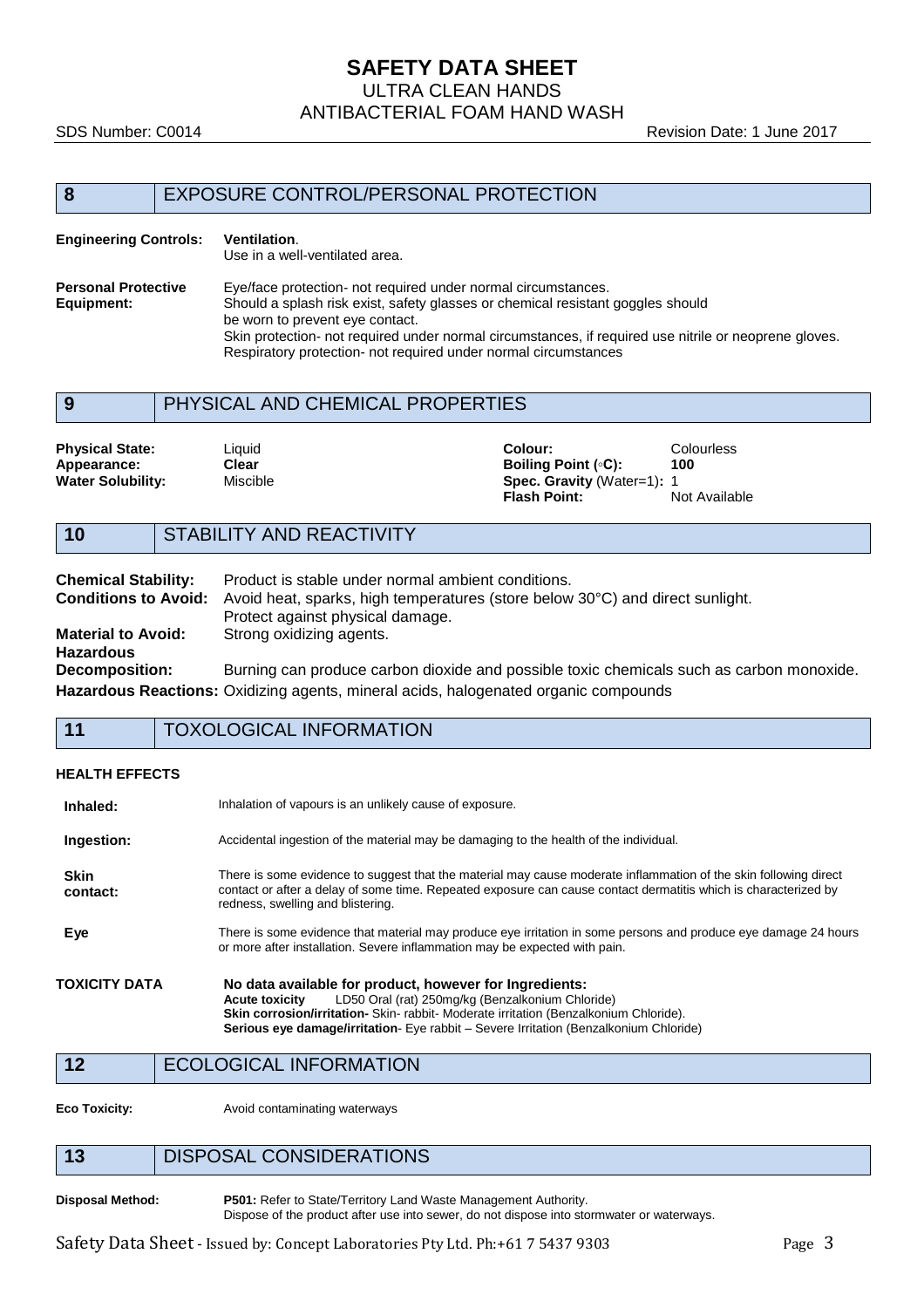## 8 EXPOSURE CONTROL/PERSONAL PROTECTION

**Engineering Controls:** **Ventilation**.
Use in a well-ventilated area.

**Personal Protective Equipment:** Eye/face protection- not required under normal circumstances.
Should a splash risk exist, safety glasses or chemical resistant goggles should be worn to prevent eye contact.
Skin protection- not required under normal circumstances, if required use nitrile or neoprene gloves.
Respiratory protection- not required under normal circumstances

## 9 PHYSICAL AND CHEMICAL PROPERTIES

| | | | |
|---|---|---|---|
| **Physical State:** | Liquid | **Colour:** | Colourless |
| **Appearance:** | **Clear** | **Boiling Point (◦C):** | **100** |
| **Water Solubility:** | Miscible | **Spec. Gravity** (Water=1): | 1 |
| | | **Flash Point:** | Not Available |

## 10 STABILITY AND REACTIVITY

**Chemical Stability:** Product is stable under normal ambient conditions.
**Conditions to Avoid:** Avoid heat, sparks, high temperatures (store below 30°C) and direct sunlight. Protect against physical damage.
**Material to Avoid:** Strong oxidizing agents.
**Hazardous Decomposition:** Burning can produce carbon dioxide and possible toxic chemicals such as carbon monoxide.
**Hazardous Reactions:** Oxidizing agents, mineral acids, halogenated organic compounds

## 11 TOXOLOGICAL INFORMATION

**HEALTH EFFECTS**

**Inhaled:** Inhalation of vapours is an unlikely cause of exposure.

**Ingestion:** Accidental ingestion of the material may be damaging to the health of the individual.

**Skin contact:** There is some evidence to suggest that the material may cause moderate inflammation of the skin following direct contact or after a delay of some time. Repeated exposure can cause contact dermatitis which is characterized by redness, swelling and blistering.

**Eye** There is some evidence that material may produce eye irritation in some persons and produce eye damage 24 hours or more after installation. Severe inflammation may be expected with pain.

**TOXICITY DATA** **No data available for product, however for Ingredients:**
**Acute toxicity** LD50 Oral (rat) 250mg/kg (Benzalkonium Chloride)
**Skin corrosion/irritation-** Skin- rabbit- Moderate irritation (Benzalkonium Chloride).
**Serious eye damage/irritation**- Eye rabbit – Severe Irritation (Benzalkonium Chloride)

## 12 ECOLOGICAL INFORMATION

**Eco Toxicity:** Avoid contaminating waterways

## 13 DISPOSAL CONSIDERATIONS

**Disposal Method:** **P501:** Refer to State/Territory Land Waste Management Authority.
Dispose of the product after use into sewer, do not dispose into stormwater or waterways.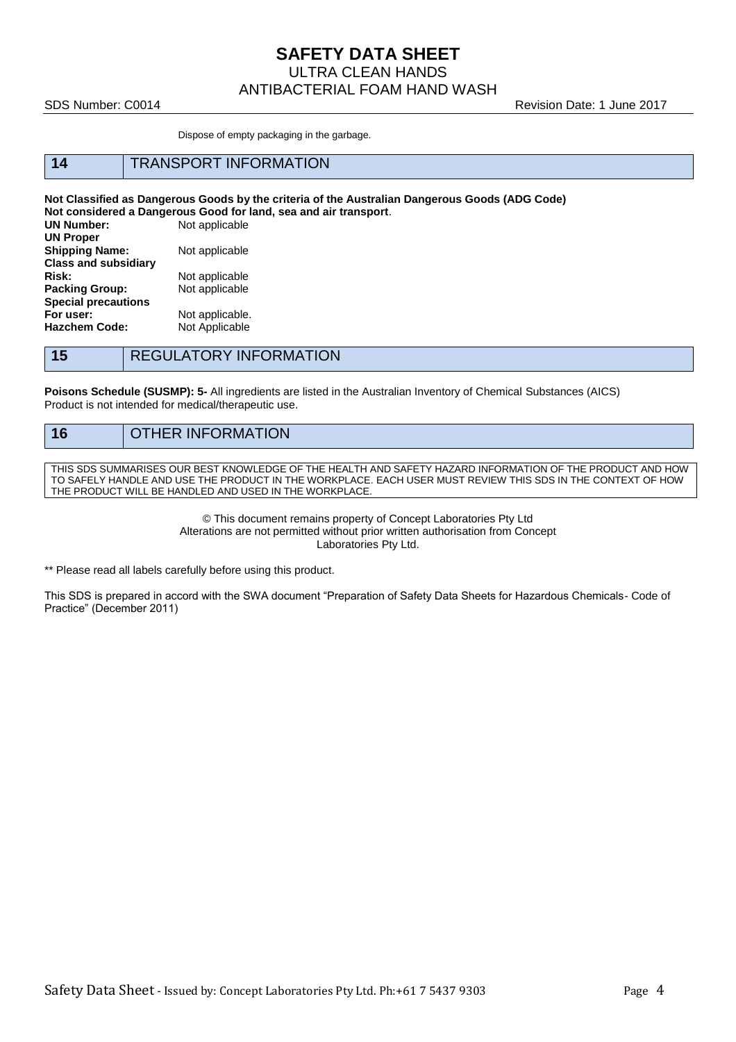Dispose of empty packaging in the garbage.

## 14 TRANSPORT INFORMATION

**Not Classified as Dangerous Goods by the criteria of the Australian Dangerous Goods (ADG Code)**
**Not considered a Dangerous Good for land, sea and air transport**.

| | |
|---|---|
| **UN Number:** | Not applicable |
| **UN Proper Shipping Name:** | Not applicable |
| **Class and subsidiary Risk:** | Not applicable |
| **Packing Group:** | Not applicable |
| **Special precautions For user:** | Not applicable. |
| **Hazchem Code:** | Not Applicable |

## 15 REGULATORY INFORMATION

**Poisons Schedule (SUSMP): 5-** All ingredients are listed in the Australian Inventory of Chemical Substances (AICS)
Product is not intended for medical/therapeutic use.

## 16 OTHER INFORMATION

THIS SDS SUMMARISES OUR BEST KNOWLEDGE OF THE HEALTH AND SAFETY HAZARD INFORMATION OF THE PRODUCT AND HOW TO SAFELY HANDLE AND USE THE PRODUCT IN THE WORKPLACE. EACH USER MUST REVIEW THIS SDS IN THE CONTEXT OF HOW THE PRODUCT WILL BE HANDLED AND USED IN THE WORKPLACE.

© This document remains property of Concept Laboratories Pty Ltd
Alterations are not permitted without prior written authorisation from Concept Laboratories Pty Ltd.

** Please read all labels carefully before using this product.

This SDS is prepared in accord with the SWA document "Preparation of Safety Data Sheets for Hazardous Chemicals- Code of Practice" (December 2011)